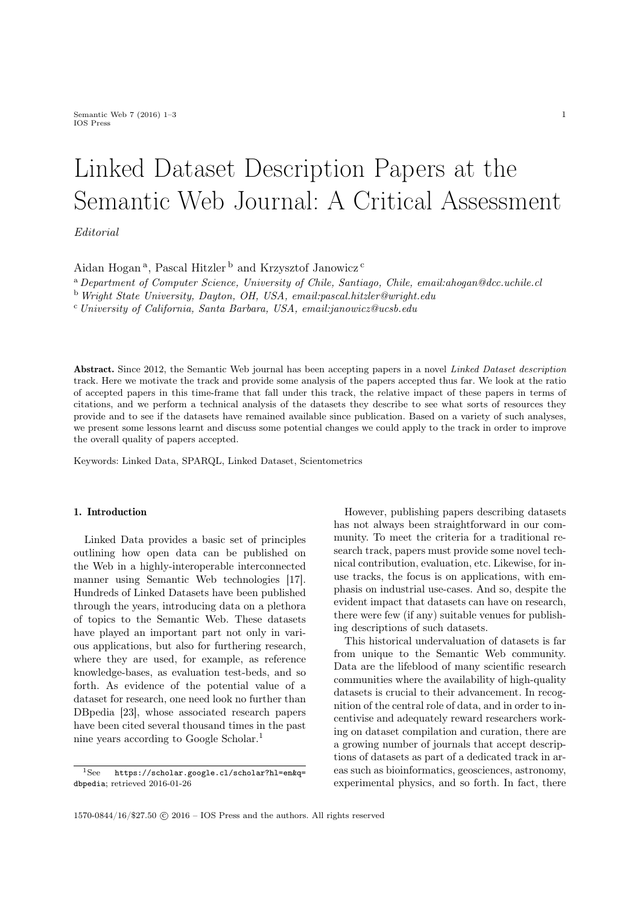# Linked Dataset Description Papers at the Semantic Web Journal: A Critical Assessment

*Editorial*

Aidan Hogan [a], Pascal Hitzler [b] and Krzysztof Janowicz [c]

[a] *Department of Computer Science, University of Chile, Santiago, Chile, email:ahogan@dcc.uchile.cl*

[b] *Wright State University, Dayton, OH, USA, email:pascal.hitzler@wright.edu*

[c] *University of California, Santa Barbara, USA, email:janowicz@ucsb.edu*

**Abstract.** Since 2012, the Semantic Web journal has been accepting papers in a novel *Linked Dataset description* track. Here we motivate the track and provide some analysis of the papers accepted thus far. We look at the ratio of accepted papers in this time-frame that fall under this track, the relative impact of these papers in terms of citations, and we perform a technical analysis of the datasets they describe to see what sorts of resources they provide and to see if the datasets have remained available since publication. Based on a variety of such analyses, we present some lessons learnt and discuss some potential changes we could apply to the track in order to improve the overall quality of papers accepted.

Keywords: Linked Data, SPARQL, Linked Dataset, Scientometrics

## 1. Introduction

Linked Data provides a basic set of principles outlining how open data can be published on the Web in a highly-interoperable interconnected manner using Semantic Web technologies [17]. Hundreds of Linked Datasets have been published through the years, introducing data on a plethora of topics to the Semantic Web. These datasets have played an important part not only in various applications, but also for furthering research, where they are used, for example, as reference knowledge-bases, as evaluation test-beds, and so forth. As evidence of the potential value of a dataset for research, one need look no further than DBpedia [23], whose associated research papers have been cited several thousand times in the past nine years according to Google Scholar.[1]

[1] See `https://scholar.google.cl/scholar?hl=en&q=dbpedia`; retrieved 2016-01-26

However, publishing papers describing datasets has not always been straightforward in our community. To meet the criteria for a traditional research track, papers must provide some novel technical contribution, evaluation, etc. Likewise, for in-use tracks, the focus is on applications, with emphasis on industrial use-cases. And so, despite the evident impact that datasets can have on research, there were few (if any) suitable venues for publishing descriptions of such datasets.

This historical undervaluation of datasets is far from unique to the Semantic Web community. Data are the lifeblood of many scientific research communities where the availability of high-quality datasets is crucial to their advancement. In recognition of the central role of data, and in order to incentivise and adequately reward researchers working on dataset compilation and curation, there are a growing number of journals that accept descriptions of datasets as part of a dedicated track in areas such as bioinformatics, geosciences, astronomy, experimental physics, and so forth. In fact, there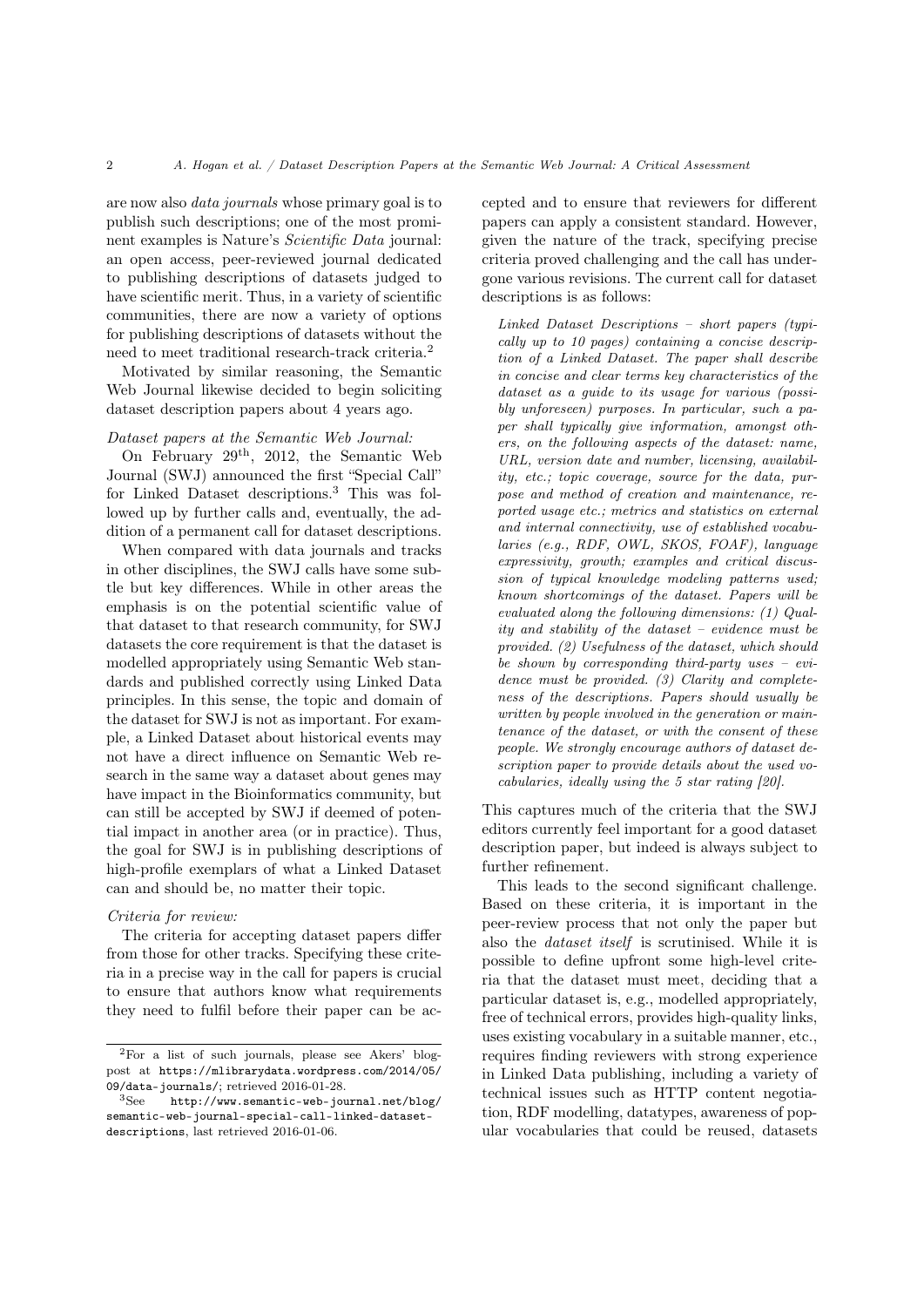are now also *data journals* whose primary goal is to publish such descriptions; one of the most prominent examples is Nature's *Scientific Data* journal: an open access, peer-reviewed journal dedicated to publishing descriptions of datasets judged to have scientific merit. Thus, in a variety of scientific communities, there are now a variety of options for publishing descriptions of datasets without the need to meet traditional research-track criteria.[2]

Motivated by similar reasoning, the Semantic Web Journal likewise decided to begin soliciting dataset description papers about 4 years ago.

*Dataset papers at the Semantic Web Journal:*

On February 29th, 2012, the Semantic Web Journal (SWJ) announced the first "Special Call" for Linked Dataset descriptions.[3] This was followed up by further calls and, eventually, the addition of a permanent call for dataset descriptions.

When compared with data journals and tracks in other disciplines, the SWJ calls have some subtle but key differences. While in other areas the emphasis is on the potential scientific value of that dataset to that research community, for SWJ datasets the core requirement is that the dataset is modelled appropriately using Semantic Web standards and published correctly using Linked Data principles. In this sense, the topic and domain of the dataset for SWJ is not as important. For example, a Linked Dataset about historical events may not have a direct influence on Semantic Web research in the same way a dataset about genes may have impact in the Bioinformatics community, but can still be accepted by SWJ if deemed of potential impact in another area (or in practice). Thus, the goal for SWJ is in publishing descriptions of high-profile exemplars of what a Linked Dataset can and should be, no matter their topic.

*Criteria for review:*

The criteria for accepting dataset papers differ from those for other tracks. Specifying these criteria in a precise way in the call for papers is crucial to ensure that authors know what requirements they need to fulfil before their paper can be accepted and to ensure that reviewers for different papers can apply a consistent standard. However, given the nature of the track, specifying precise criteria proved challenging and the call has undergone various revisions. The current call for dataset descriptions is as follows:

> *Linked Dataset Descriptions – short papers (typically up to 10 pages) containing a concise description of a Linked Dataset. The paper shall describe in concise and clear terms key characteristics of the dataset as a guide to its usage for various (possibly unforeseen) purposes. In particular, such a paper shall typically give information, amongst others, on the following aspects of the dataset: name, URL, version date and number, licensing, availability, etc.; topic coverage, source for the data, purpose and method of creation and maintenance, reported usage etc.; metrics and statistics on external and internal connectivity, use of established vocabularies (e.g., RDF, OWL, SKOS, FOAF), language expressivity, growth; examples and critical discussion of typical knowledge modeling patterns used; known shortcomings of the dataset. Papers will be evaluated along the following dimensions: (1) Quality and stability of the dataset – evidence must be provided. (2) Usefulness of the dataset, which should be shown by corresponding third-party uses – evidence must be provided. (3) Clarity and completeness of the descriptions. Papers should usually be written by people involved in the generation or maintenance of the dataset, or with the consent of these people. We strongly encourage authors of dataset description paper to provide details about the used vocabularies, ideally using the 5 star rating [20].*

This captures much of the criteria that the SWJ editors currently feel important for a good dataset description paper, but indeed is always subject to further refinement.

This leads to the second significant challenge. Based on these criteria, it is important in the peer-review process that not only the paper but also the *dataset itself* is scrutinised. While it is possible to define upfront some high-level criteria that the dataset must meet, deciding that a particular dataset is, e.g., modelled appropriately, free of technical errors, provides high-quality links, uses existing vocabulary in a suitable manner, etc., requires finding reviewers with strong experience in Linked Data publishing, including a variety of technical issues such as HTTP content negotiation, RDF modelling, datatypes, awareness of popular vocabularies that could be reused, datasets

---

[2] For a list of such journals, please see Akers' blogpost at https://mlibrarydata.wordpress.com/2014/05/09/data-journals/; retrieved 2016-01-28.

[3] See http://www.semantic-web-journal.net/blog/semantic-web-journal-special-call-linked-dataset-descriptions, last retrieved 2016-01-06.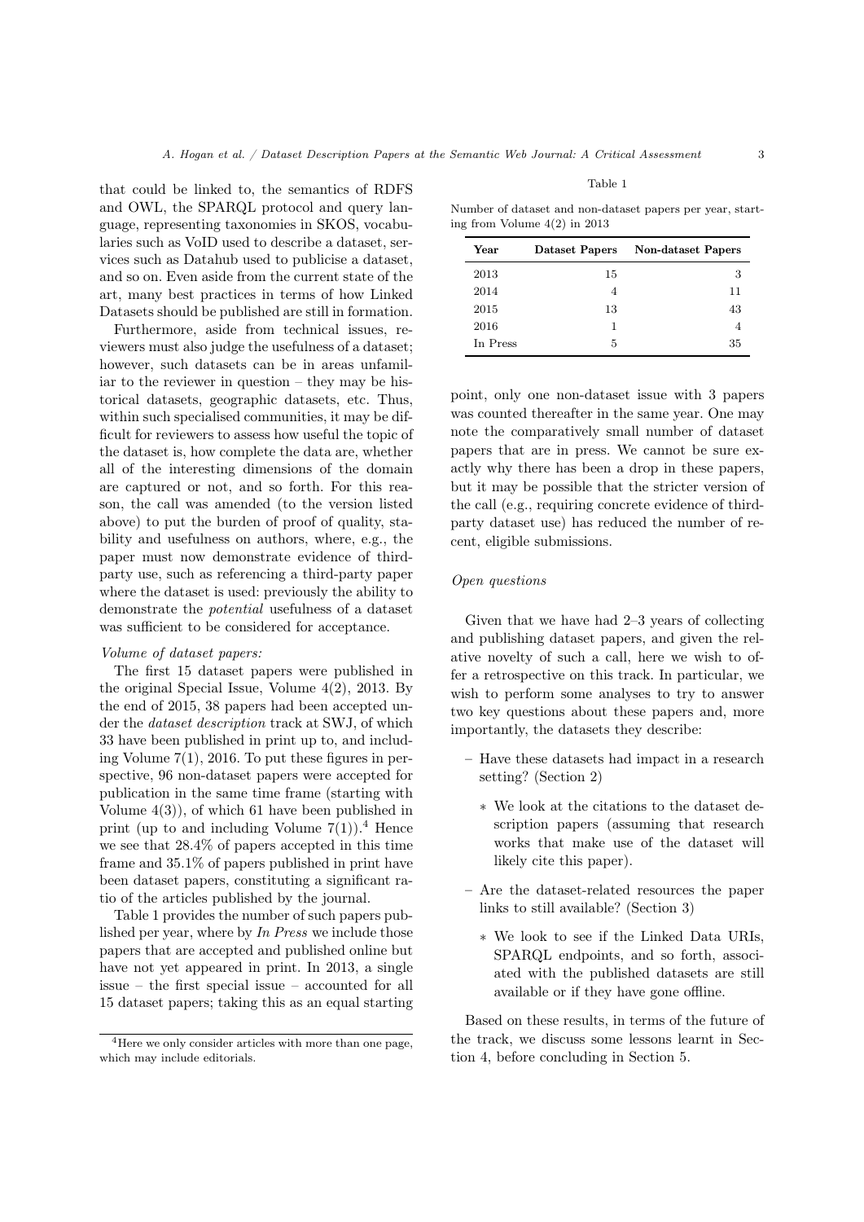that could be linked to, the semantics of RDFS and OWL, the SPARQL protocol and query language, representing taxonomies in SKOS, vocabularies such as VoID used to describe a dataset, services such as Datahub used to publicise a dataset, and so on. Even aside from the current state of the art, many best practices in terms of how Linked Datasets should be published are still in formation.

Furthermore, aside from technical issues, reviewers must also judge the usefulness of a dataset; however, such datasets can be in areas unfamiliar to the reviewer in question – they may be historical datasets, geographic datasets, etc. Thus, within such specialised communities, it may be difficult for reviewers to assess how useful the topic of the dataset is, how complete the data are, whether all of the interesting dimensions of the domain are captured or not, and so forth. For this reason, the call was amended (to the version listed above) to put the burden of proof of quality, stability and usefulness on authors, where, e.g., the paper must now demonstrate evidence of third-party use, such as referencing a third-party paper where the dataset is used: previously the ability to demonstrate the *potential* usefulness of a dataset was sufficient to be considered for acceptance.

*Volume of dataset papers:*

The first 15 dataset papers were published in the original Special Issue, Volume 4(2), 2013. By the end of 2015, 38 papers had been accepted under the *dataset description* track at SWJ, of which 33 have been published in print up to, and including Volume 7(1), 2016. To put these figures in perspective, 96 non-dataset papers were accepted for publication in the same time frame (starting with Volume 4(3)), of which 61 have been published in print (up to and including Volume 7(1)).[4] Hence we see that 28.4% of papers accepted in this time frame and 35.1% of papers published in print have been dataset papers, constituting a significant ratio of the articles published by the journal.

Table 1 provides the number of such papers published per year, where by *In Press* we include those papers that are accepted and published online but have not yet appeared in print. In 2013, a single issue – the first special issue – accounted for all 15 dataset papers; taking this as an equal starting point, only one non-dataset issue with 3 papers was counted thereafter in the same year. One may note the comparatively small number of dataset papers that are in press. We cannot be sure exactly why there has been a drop in these papers, but it may be possible that the stricter version of the call (e.g., requiring concrete evidence of third-party dataset use) has reduced the number of recent, eligible submissions.

[4]Here we only consider articles with more than one page, which may include editorials.

Table 1

Number of dataset and non-dataset papers per year, starting from Volume 4(2) in 2013

| Year | Dataset Papers | Non-dataset Papers |
|---|---|---|
| 2013 | 15 | 3 |
| 2014 | 4 | 11 |
| 2015 | 13 | 43 |
| 2016 | 1 | 4 |
| In Press | 5 | 35 |

*Open questions*

Given that we have had 2–3 years of collecting and publishing dataset papers, and given the relative novelty of such a call, here we wish to offer a retrospective on this track. In particular, we wish to perform some analyses to try to answer two key questions about these papers and, more importantly, the datasets they describe:

- Have these datasets had impact in a research setting? (Section 2)
  - We look at the citations to the dataset description papers (assuming that research works that make use of the dataset will likely cite this paper).
- Are the dataset-related resources the paper links to still available? (Section 3)
  - We look to see if the Linked Data URIs, SPARQL endpoints, and so forth, associated with the published datasets are still available or if they have gone offline.

Based on these results, in terms of the future of the track, we discuss some lessons learnt in Section 4, before concluding in Section 5.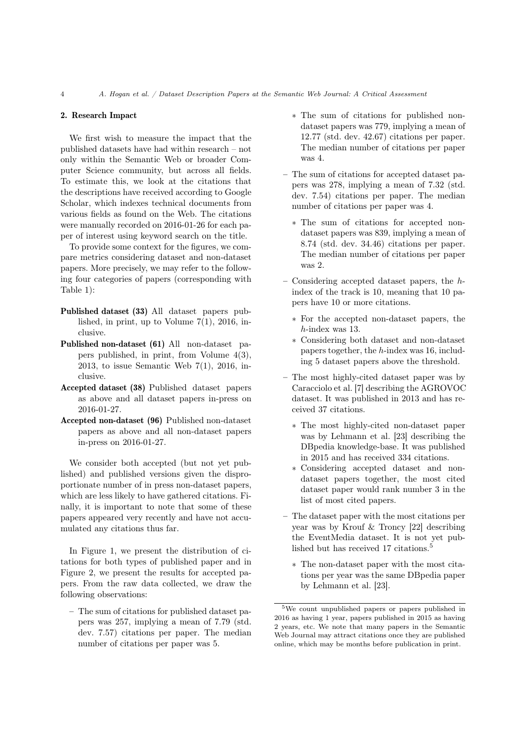## 2. Research Impact

We first wish to measure the impact that the published datasets have had within research – not only within the Semantic Web or broader Computer Science community, but across all fields. To estimate this, we look at the citations that the descriptions have received according to Google Scholar, which indexes technical documents from various fields as found on the Web. The citations were manually recorded on 2016-01-26 for each paper of interest using keyword search on the title.

To provide some context for the figures, we compare metrics considering dataset and non-dataset papers. More precisely, we may refer to the following four categories of papers (corresponding with Table 1):

**Published dataset (33)** All dataset papers published, in print, up to Volume 7(1), 2016, inclusive.

**Published non-dataset (61)** All non-dataset papers published, in print, from Volume 4(3), 2013, to issue Semantic Web 7(1), 2016, inclusive.

**Accepted dataset (38)** Published dataset papers as above and all dataset papers in-press on 2016-01-27.

**Accepted non-dataset (96)** Published non-dataset papers as above and all non-dataset papers in-press on 2016-01-27.

We consider both accepted (but not yet published) and published versions given the disproportionate number of in press non-dataset papers, which are less likely to have gathered citations. Finally, it is important to note that some of these papers appeared very recently and have not accumulated any citations thus far.

In Figure 1, we present the distribution of citations for both types of published paper and in Figure 2, we present the results for accepted papers. From the raw data collected, we draw the following observations:

- The sum of citations for published dataset papers was 257, implying a mean of 7.79 (std. dev. 7.57) citations per paper. The median number of citations per paper was 5.
  - The sum of citations for published non-dataset papers was 779, implying a mean of 12.77 (std. dev. 42.67) citations per paper. The median number of citations per paper was 4.
- The sum of citations for accepted dataset papers was 278, implying a mean of 7.32 (std. dev. 7.54) citations per paper. The median number of citations per paper was 4.
  - The sum of citations for accepted non-dataset papers was 839, implying a mean of 8.74 (std. dev. 34.46) citations per paper. The median number of citations per paper was 2.
- Considering accepted dataset papers, the $h$-index of the track is 10, meaning that 10 papers have 10 or more citations.
  - For the accepted non-dataset papers, the $h$-index was 13.
  - Considering both dataset and non-dataset papers together, the $h$-index was 16, including 5 dataset papers above the threshold.
- The most highly-cited dataset paper was by Caracciolo et al. [7] describing the AGROVOC dataset. It was published in 2013 and has received 37 citations.
  - The most highly-cited non-dataset paper was by Lehmann et al. [23] describing the DBpedia knowledge-base. It was published in 2015 and has received 334 citations.
  - Considering accepted dataset and non-dataset papers together, the most cited dataset paper would rank number 3 in the list of most cited papers.
- The dataset paper with the most citations per year was by Krouf & Troncy [22] describing the EventMedia dataset. It is not yet published but has received 17 citations.[5]
  - The non-dataset paper with the most citations per year was the same DBpedia paper by Lehmann et al. [23].

[5]We count unpublished papers or papers published in 2016 as having 1 year, papers published in 2015 as having 2 years, etc. We note that many papers in the Semantic Web Journal may attract citations once they are published online, which may be months before publication in print.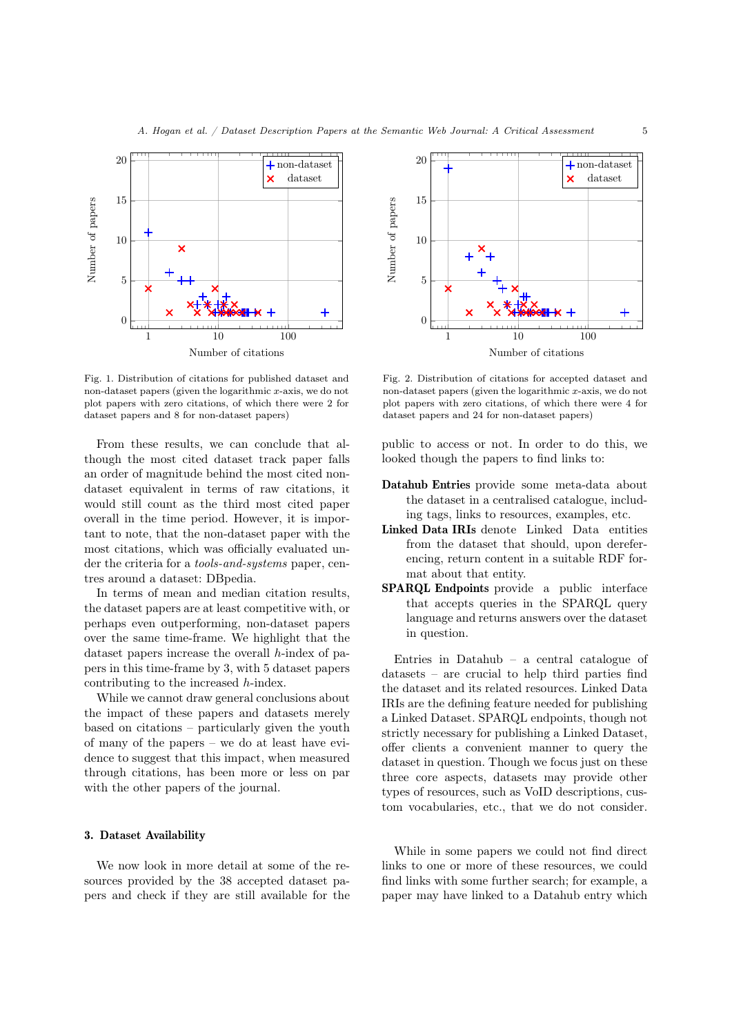20
15
10
5
0
Number of papers
1
10
100
Number of citations
non-dataset
dataset

Fig. 1. Distribution of citations for published dataset and non-dataset papers (given the logarithmic $x$-axis, we do not plot papers with zero citations, of which there were 2 for dataset papers and 8 for non-dataset papers)

20
15
10
5
0
Number of papers
1
10
100
Number of citations
non-dataset
dataset

Fig. 2. Distribution of citations for accepted dataset and non-dataset papers (given the logarithmic $x$-axis, we do not plot papers with zero citations, of which there were 4 for dataset papers and 24 for non-dataset papers)

From these results, we can conclude that although the most cited dataset track paper falls an order of magnitude behind the most cited non-dataset equivalent in terms of raw citations, it would still count as the third most cited paper overall in the time period. However, it is important to note, that the non-dataset paper with the most citations, which was officially evaluated under the criteria for a *tools-and-systems* paper, centres around a dataset: DBpedia.

In terms of mean and median citation results, the dataset papers are at least competitive with, or perhaps even outperforming, non-dataset papers over the same time-frame. We highlight that the dataset papers increase the overall $h$-index of papers in this time-frame by 3, with 5 dataset papers contributing to the increased $h$-index.

While we cannot draw general conclusions about the impact of these papers and datasets merely based on citations – particularly given the youth of many of the papers – we do at least have evidence to suggest that this impact, when measured through citations, has been more or less on par with the other papers of the journal.

## 3. Dataset Availability

We now look in more detail at some of the resources provided by the 38 accepted dataset papers and check if they are still available for the public to access or not. In order to do this, we looked though the papers to find links to:

**Datahub Entries** provide some meta-data about the dataset in a centralised catalogue, including tags, links to resources, examples, etc.

**Linked Data IRIs** denote Linked Data entities from the dataset that should, upon dereferencing, return content in a suitable RDF format about that entity.

**SPARQL Endpoints** provide a public interface that accepts queries in the SPARQL query language and returns answers over the dataset in question.

Entries in Datahub – a central catalogue of datasets – are crucial to help third parties find the dataset and its related resources. Linked Data IRIs are the defining feature needed for publishing a Linked Dataset. SPARQL endpoints, though not strictly necessary for publishing a Linked Dataset, offer clients a convenient manner to query the dataset in question. Though we focus just on these three core aspects, datasets may provide other types of resources, such as VoID descriptions, custom vocabularies, etc., that we do not consider.

While in some papers we could not find direct links to one or more of these resources, we could find links with some further search; for example, a paper may have linked to a Datahub entry which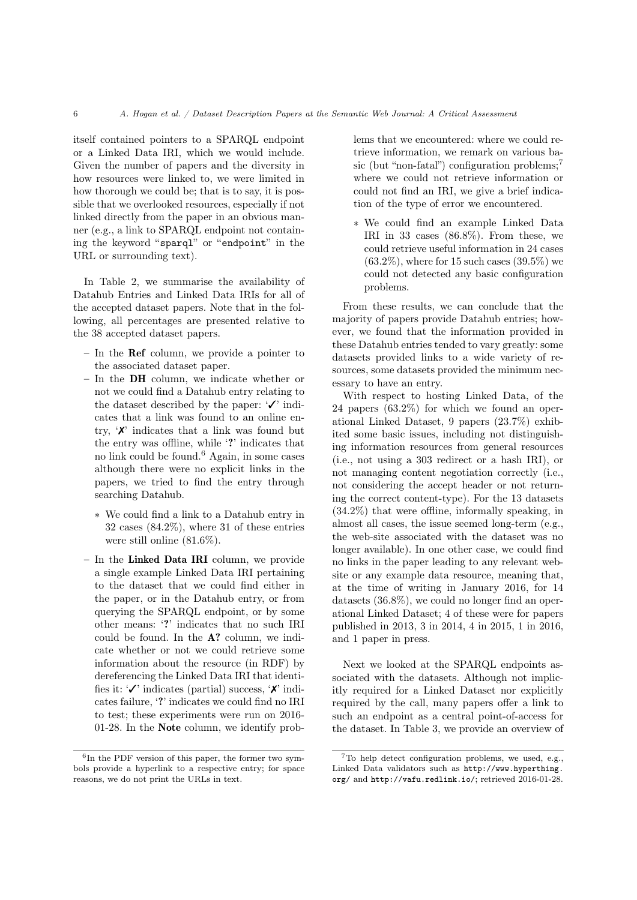itself contained pointers to a SPARQL endpoint or a Linked Data IRI, which we would include. Given the number of papers and the diversity in how resources were linked to, we were limited in how thorough we could be; that is to say, it is possible that we overlooked resources, especially if not linked directly from the paper in an obvious manner (e.g., a link to SPARQL endpoint not containing the keyword "`sparql`" or "`endpoint`" in the URL or surrounding text).

In Table 2, we summarise the availability of Datahub Entries and Linked Data IRIs for all of the accepted dataset papers. Note that in the following, all percentages are presented relative to the 38 accepted dataset papers.

- In the **Ref** column, we provide a pointer to the associated dataset paper.
- In the **DH** column, we indicate whether or not we could find a Datahub entry relating to the dataset described by the paper: '✓' indicates that a link was found to an online entry, '✗' indicates that a link was found but the entry was offline, while '**?**' indicates that no link could be found.[6] Again, in some cases although there were no explicit links in the papers, we tried to find the entry through searching Datahub.
  * We could find a link to a Datahub entry in 32 cases (84.2%), where 31 of these entries were still online (81.6%).
- In the **Linked Data IRI** column, we provide a single example Linked Data IRI pertaining to the dataset that we could find either in the paper, or in the Datahub entry, or from querying the SPARQL endpoint, or by some other means: '**?**' indicates that no such IRI could be found. In the **A?** column, we indicate whether or not we could retrieve some information about the resource (in RDF) by dereferencing the Linked Data IRI that identifies it: '✓' indicates (partial) success, '✗' indicates failure, '**?**' indicates we could find no IRI to test; these experiments were run on 2016-01-28. In the **Note** column, we identify problems that we encountered: where we could retrieve information, we remark on various basic (but "non-fatal") configuration problems;[7] where we could not retrieve information or could not find an IRI, we give a brief indication of the type of error we encountered.
  * We could find an example Linked Data IRI in 33 cases (86.8%). From these, we could retrieve useful information in 24 cases (63.2%), where for 15 such cases (39.5%) we could not detected any basic configuration problems.

From these results, we can conclude that the majority of papers provide Datahub entries; however, we found that the information provided in these Datahub entries tended to vary greatly: some datasets provided links to a wide variety of resources, some datasets provided the minimum necessary to have an entry.

With respect to hosting Linked Data, of the 24 papers (63.2%) for which we found an operational Linked Dataset, 9 papers (23.7%) exhibited some basic issues, including not distinguishing information resources from general resources (i.e., not using a 303 redirect or a hash IRI), or not managing content negotiation correctly (i.e., not considering the accept header or not returning the correct content-type). For the 13 datasets (34.2%) that were offline, informally speaking, in almost all cases, the issue seemed long-term (e.g., the web-site associated with the dataset was no longer available). In one other case, we could find no links in the paper leading to any relevant website or any example data resource, meaning that, at the time of writing in January 2016, for 14 datasets (36.8%), we could no longer find an operational Linked Dataset; 4 of these were for papers published in 2013, 3 in 2014, 4 in 2015, 1 in 2016, and 1 paper in press.

Next we looked at the SPARQL endpoints associated with the datasets. Although not implicitly required for a Linked Dataset nor explicitly required by the call, many papers offer a link to such an endpoint as a central point-of-access for the dataset. In Table 3, we provide an overview of

[6] In the PDF version of this paper, the former two symbols provide a hyperlink to a respective entry; for space reasons, we do not print the URLs in text.

[7] To help detect configuration problems, we used, e.g., Linked Data validators such as `http://www.hyperthing.org/` and `http://vafu.redlink.io/`; retrieved 2016-01-28.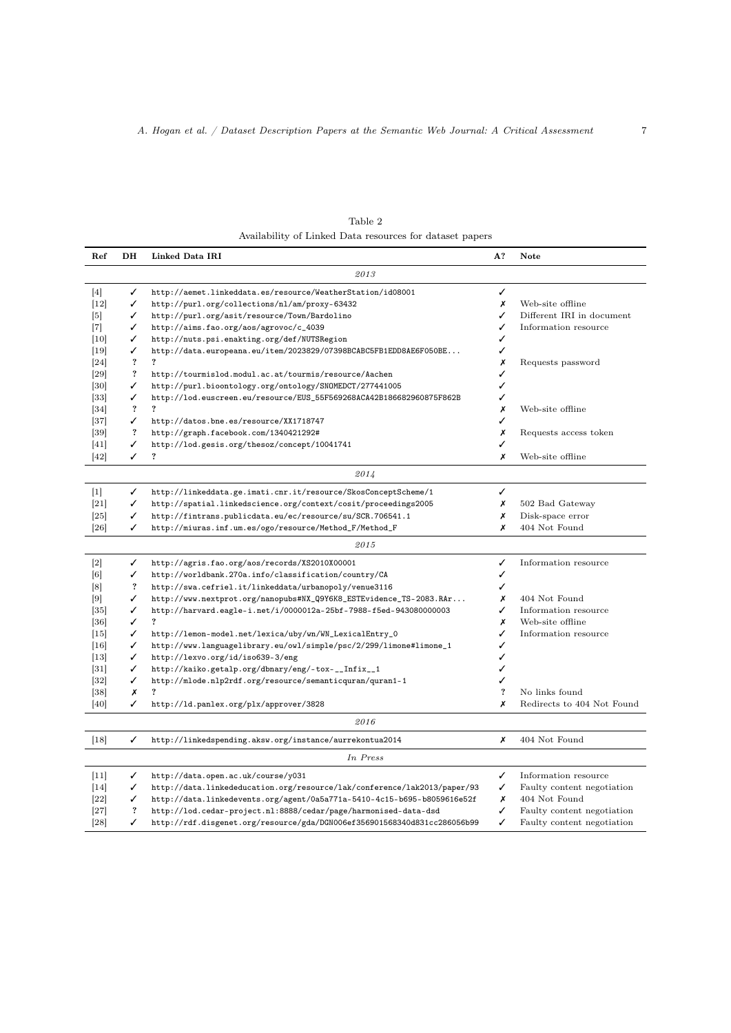Table 2
Availability of Linked Data resources for dataset papers

| Ref | DH | Linked Data IRI | A? | Note |
|---|---|---|---|---|
| | | *2013* | | |
| [4] | ✓ | http://aemet.linkeddata.es/resource/WeatherStation/id08001 | ✓ | |
| [12] | ✓ | http://purl.org/collections/nl/am/proxy-63432 | ✗ | Web-site offline |
| [5] | ✓ | http://purl.org/asit/resource/Town/Bardolino | ✓ | Different IRI in document |
| [7] | ✓ | http://aims.fao.org/aos/agrovoc/c_4039 | ✓ | Information resource |
| [10] | ✓ | http://nuts.psi.enakting.org/def/NUTSRegion | ✓ | |
| [19] | ✓ | http://data.europeana.eu/item/2023829/07398BCABC5FB1EDD8AE6F050BE... | ✓ | |
| [24] | ? | ? | ✗ | Requests password |
| [29] | ? | http://tourmislod.modul.ac.at/tourmis/resource/Aachen | ✓ | |
| [30] | ✓ | http://purl.bioontology.org/ontology/SNOMEDCT/277441005 | ✓ | |
| [33] | ✓ | http://lod.euscreen.eu/resource/EUS_55F569268ACA42B186682960875F862B | ✓ | |
| [34] | ? | ? | ✗ | Web-site offline |
| [37] | ✓ | http://datos.bne.es/resource/XX1718747 | ✓ | |
| [39] | ? | http://graph.facebook.com/1340421292# | ✗ | Requests access token |
| [41] | ✓ | http://lod.gesis.org/thesoz/concept/10041741 | ✓ | |
| [42] | ✓ | ? | ✗ | Web-site offline |
| | | *2014* | | |
| [1] | ✓ | http://linkeddata.ge.imati.cnr.it/resource/SkosConceptScheme/1 | ✓ | |
| [21] | ✓ | http://spatial.linkedscience.org/context/cosit/proceedings2005 | ✗ | 502 Bad Gateway |
| [25] | ✓ | http://fintrans.publicdata.eu/ec/resource/su/SCR.706541.1 | ✗ | Disk-space error |
| [26] | ✓ | http://miuras.inf.um.es/ogo/resource/Method_F/Method_F | ✗ | 404 Not Found |
| | | *2015* | | |
| [2] | ✓ | http://agris.fao.org/aos/records/XS2010X00001 | ✓ | Information resource |
| [6] | ✓ | http://worldbank.270a.info/classification/country/CA | ✓ | |
| [8] | ? | http://swa.cefriel.it/linkeddata/urbanopoly/venue3116 | ✓ | |
| [9] | ✓ | http://www.nextprot.org/nanopubs#NX_Q9Y6K8_ESTEvidence_TS-2083.RAr... | ✗ | 404 Not Found |
| [35] | ✓ | http://harvard.eagle-i.net/i/0000012a-25bf-7988-f5ed-943080000003 | ✓ | Information resource |
| [36] | ✓ | ? | ✗ | Web-site offline |
| [15] | ✓ | http://lemon-model.net/lexica/uby/wn/WN_LexicalEntry_0 | ✓ | Information resource |
| [16] | ✓ | http://www.languagelibrary.eu/owl/simple/psc/2/299/limone#limone_1 | ✓ | |
| [13] | ✓ | http://lexvo.org/id/iso639-3/eng | ✓ | |
| [31] | ✓ | http://kaiko.getalp.org/dbnary/eng/-tox-__Infix__1 | ✓ | |
| [32] | ✓ | http://mlode.nlp2rdf.org/resource/semanticquran/quran1-1 | ✓ | |
| [38] | ✗ | ? | ? | No links found |
| [40] | ✓ | http://ld.panlex.org/plx/approver/3828 | ✗ | Redirects to 404 Not Found |
| | | *2016* | | |
| [18] | ✓ | http://linkedspending.aksw.org/instance/aurrekontua2014 | ✗ | 404 Not Found |
| | | *In Press* | | |
| [11] | ✓ | http://data.open.ac.uk/course/y031 | ✓ | Information resource |
| [14] | ✓ | http://data.linkededucation.org/resource/lak/conference/lak2013/paper/93 | ✓ | Faulty content negotiation |
| [22] | ✓ | http://data.linkedevents.org/agent/0a5a771a-5410-4c15-b695-b8059616e52f | ✗ | 404 Not Found |
| [27] | ? | http://lod.cedar-project.nl:8888/cedar/page/harmonised-data-dsd | ✓ | Faulty content negotiation |
| [28] | ✓ | http://rdf.disgenet.org/resource/gda/DGN006ef356901568340d831cc286056b99 | ✓ | Faulty content negotiation |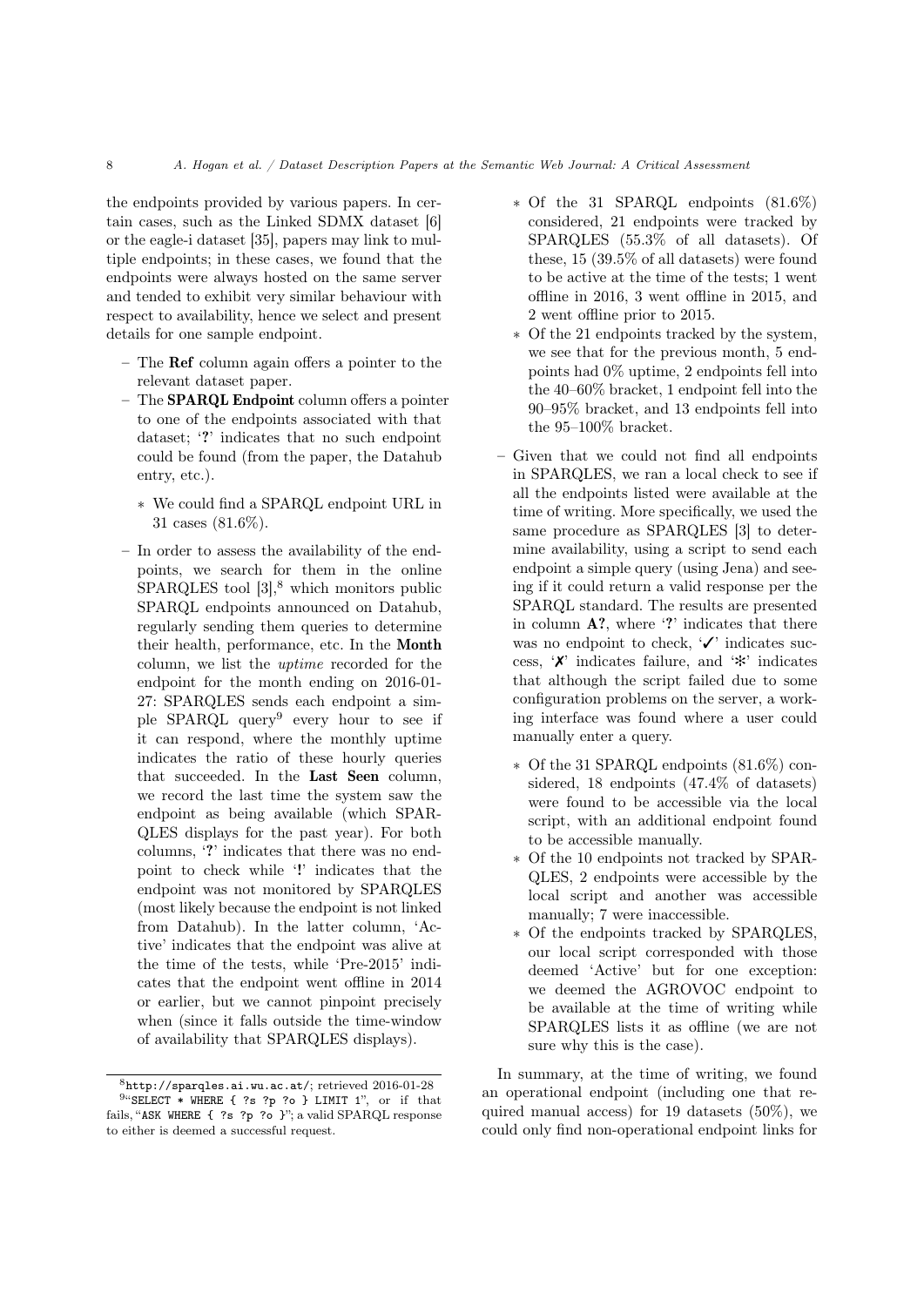the endpoints provided by various papers. In certain cases, such as the Linked SDMX dataset [6] or the eagle-i dataset [35], papers may link to multiple endpoints; in these cases, we found that the endpoints were always hosted on the same server and tended to exhibit very similar behaviour with respect to availability, hence we select and present details for one sample endpoint.

- The **Ref** column again offers a pointer to the relevant dataset paper.
- The **SPARQL Endpoint** column offers a pointer to one of the endpoints associated with that dataset; '?' indicates that no such endpoint could be found (from the paper, the Datahub entry, etc.).
  - We could find a SPARQL endpoint URL in 31 cases (81.6%).
- In order to assess the availability of the endpoints, we search for them in the online SPARQLES tool [3],[8] which monitors public SPARQL endpoints announced on Datahub, regularly sending them queries to determine their health, performance, etc. In the **Month** column, we list the *uptime* recorded for the endpoint for the month ending on 2016-01-27: SPARQLES sends each endpoint a simple SPARQL query[9] every hour to see if it can respond, where the monthly uptime indicates the ratio of these hourly queries that succeeded. In the **Last Seen** column, we record the last time the system saw the endpoint as being available (which SPARQLES displays for the past year). For both columns, '?' indicates that there was no endpoint to check while '!' indicates that the endpoint was not monitored by SPARQLES (most likely because the endpoint is not linked from Datahub). In the latter column, 'Active' indicates that the endpoint was alive at the time of the tests, while 'Pre-2015' indicates that the endpoint went offline in 2014 or earlier, but we cannot pinpoint precisely when (since it falls outside the time-window of availability that SPARQLES displays).
  - Of the 31 SPARQL endpoints (81.6%) considered, 21 endpoints were tracked by SPARQLES (55.3% of all datasets). Of these, 15 (39.5% of all datasets) were found to be active at the time of the tests; 1 went offline in 2016, 3 went offline in 2015, and 2 went offline prior to 2015.
  - Of the 21 endpoints tracked by the system, we see that for the previous month, 5 endpoints had 0% uptime, 2 endpoints fell into the 40–60% bracket, 1 endpoint fell into the 90–95% bracket, and 13 endpoints fell into the 95–100% bracket.
- Given that we could not find all endpoints in SPARQLES, we ran a local check to see if all the endpoints listed were available at the time of writing. More specifically, we used the same procedure as SPARQLES [3] to determine availability, using a script to send each endpoint a simple query (using Jena) and seeing if it could return a valid response per the SPARQL standard. The results are presented in column **A?**, where '?' indicates that there was no endpoint to check, '✓' indicates success, '✗' indicates failure, and '✻' indicates that although the script failed due to some configuration problems on the server, a working interface was found where a user could manually enter a query.
  - Of the 31 SPARQL endpoints (81.6%) considered, 18 endpoints (47.4% of datasets) were found to be accessible via the local script, with an additional endpoint found to be accessible manually.
  - Of the 10 endpoints not tracked by SPARQLES, 2 endpoints were accessible by the local script and another was accessible manually; 7 were inaccessible.
  - Of the endpoints tracked by SPARQLES, our local script corresponded with those deemed 'Active' but for one exception: we deemed the AGROVOC endpoint to be available at the time of writing while SPARQLES lists it as offline (we are not sure why this is the case).

In summary, at the time of writing, we found an operational endpoint (including one that required manual access) for 19 datasets (50%), we could only find non-operational endpoint links for

[8] `http://sparqles.ai.wu.ac.at/`; retrieved 2016-01-28

[9] "`SELECT * WHERE { ?s ?p ?o } LIMIT 1`", or if that fails, "`ASK WHERE { ?s ?p ?o }`"; a valid SPARQL response to either is deemed a successful request.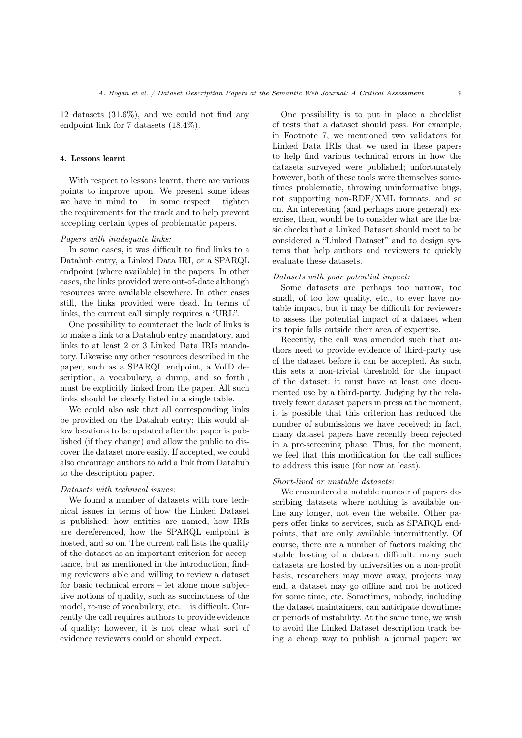12 datasets (31.6%), and we could not find any endpoint link for 7 datasets (18.4%).

## 4. Lessons learnt

With respect to lessons learnt, there are various points to improve upon. We present some ideas we have in mind to – in some respect – tighten the requirements for the track and to help prevent accepting certain types of problematic papers.

*Papers with inadequate links:*

In some cases, it was difficult to find links to a Datahub entry, a Linked Data IRI, or a SPARQL endpoint (where available) in the papers. In other cases, the links provided were out-of-date although resources were available elsewhere. In other cases still, the links provided were dead. In terms of links, the current call simply requires a "URL".

One possibility to counteract the lack of links is to make a link to a Datahub entry mandatory, and links to at least 2 or 3 Linked Data IRIs mandatory. Likewise any other resources described in the paper, such as a SPARQL endpoint, a VoID description, a vocabulary, a dump, and so forth., must be explicitly linked from the paper. All such links should be clearly listed in a single table.

We could also ask that all corresponding links be provided on the Datahub entry; this would allow locations to be updated after the paper is published (if they change) and allow the public to discover the dataset more easily. If accepted, we could also encourage authors to add a link from Datahub to the description paper.

*Datasets with technical issues:*

We found a number of datasets with core technical issues in terms of how the Linked Dataset is published: how entities are named, how IRIs are dereferenced, how the SPARQL endpoint is hosted, and so on. The current call lists the quality of the dataset as an important criterion for acceptance, but as mentioned in the introduction, finding reviewers able and willing to review a dataset for basic technical errors – let alone more subjective notions of quality, such as succinctness of the model, re-use of vocabulary, etc. – is difficult. Currently the call requires authors to provide evidence of quality; however, it is not clear what sort of evidence reviewers could or should expect.

One possibility is to put in place a checklist of tests that a dataset should pass. For example, in Footnote 7, we mentioned two validators for Linked Data IRIs that we used in these papers to help find various technical errors in how the datasets surveyed were published; unfortunately however, both of these tools were themselves sometimes problematic, throwing uninformative bugs, not supporting non-RDF/XML formats, and so on. An interesting (and perhaps more general) exercise, then, would be to consider what are the basic checks that a Linked Dataset should meet to be considered a "Linked Dataset" and to design systems that help authors and reviewers to quickly evaluate these datasets.

*Datasets with poor potential impact:*

Some datasets are perhaps too narrow, too small, of too low quality, etc., to ever have notable impact, but it may be difficult for reviewers to assess the potential impact of a dataset when its topic falls outside their area of expertise.

Recently, the call was amended such that authors need to provide evidence of third-party use of the dataset before it can be accepted. As such, this sets a non-trivial threshold for the impact of the dataset: it must have at least one documented use by a third-party. Judging by the relatively fewer dataset papers in press at the moment, it is possible that this criterion has reduced the number of submissions we have received; in fact, many dataset papers have recently been rejected in a pre-screening phase. Thus, for the moment, we feel that this modification for the call suffices to address this issue (for now at least).

*Short-lived or unstable datasets:*

We encountered a notable number of papers describing datasets where nothing is available online any longer, not even the website. Other papers offer links to services, such as SPARQL endpoints, that are only available intermittently. Of course, there are a number of factors making the stable hosting of a dataset difficult: many such datasets are hosted by universities on a non-profit basis, researchers may move away, projects may end, a dataset may go offline and not be noticed for some time, etc. Sometimes, nobody, including the dataset maintainers, can anticipate downtimes or periods of instability. At the same time, we wish to avoid the Linked Dataset description track being a cheap way to publish a journal paper: we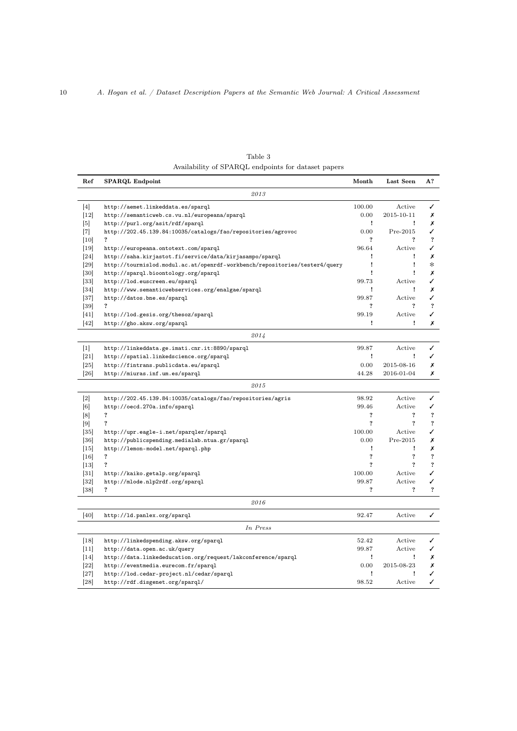Table 3
Availability of SPARQL endpoints for dataset papers

| Ref | SPARQL Endpoint | Month | Last Seen | A? |
|---|---|---|---|---|
| | *2013* | | | |
| [4] | http://aemet.linkeddata.es/sparql | 100.00 | Active | ✓ |
| [12] | http://semanticweb.cs.vu.nl/europeana/sparql | 0.00 | 2015-10-11 | ✗ |
| [5] | http://purl.org/asit/rdf/sparql | ! | ! | ✗ |
| [7] | http://202.45.139.84:10035/catalogs/fao/repositories/agrovoc | 0.00 | Pre-2015 | ✓ |
| [10] | ? | ? | ? | ? |
| [19] | http://europeana.ontotext.com/sparql | 96.64 | Active | ✓ |
| [24] | http://saha.kirjastot.fi/service/data/kirjasampo/sparql | ! | ! | ✗ |
| [29] | http://tourmislod.modul.ac.at/openrdf-workbench/repositories/tester4/query | ! | ! | * |
| [30] | http://sparql.bioontology.org/sparql | ! | ! | ✗ |
| [33] | http://lod.euscreen.eu/sparql | 99.73 | Active | ✓ |
| [34] | http://www.semanticwebservices.org/enalgae/sparql | ! | ! | ✗ |
| [37] | http://datos.bne.es/sparql | 99.87 | Active | ✓ |
| [39] | ? | ? | ? | ? |
| [41] | http://lod.gesis.org/thesoz/sparql | 99.19 | Active | ✓ |
| [42] | http://gho.aksw.org/sparql | ! | ! | ✗ |
| | *2014* | | | |
| [1] | http://linkeddata.ge.imati.cnr.it:8890/sparql | 99.87 | Active | ✓ |
| [21] | http://spatial.linkedscience.org/sparql | ! | ! | ✓ |
| [25] | http://fintrans.publicdata.eu/sparql | 0.00 | 2015-08-16 | ✗ |
| [26] | http://miuras.inf.um.es/sparql | 44.28 | 2016-01-04 | ✗ |
| | *2015* | | | |
| [2] | http://202.45.139.84:10035/catalogs/fao/repositories/agris | 98.92 | Active | ✓ |
| [6] | http://oecd.270a.info/sparql | 99.46 | Active | ✓ |
| [8] | ? | ? | ? | ? |
| [9] | ? | ? | ? | ? |
| [35] | http://upr.eagle-i.net/sparqler/sparql | 100.00 | Active | ✓ |
| [36] | http://publicspending.medialab.ntua.gr/sparql | 0.00 | Pre-2015 | ✗ |
| [15] | http://lemon-model.net/sparql.php | ! | ! | ✗ |
| [16] | ? | ? | ? | ? |
| [13] | ? | ? | ? | ? |
| [31] | http://kaiko.getalp.org/sparql | 100.00 | Active | ✓ |
| [32] | http://mlode.nlp2rdf.org/sparql | 99.87 | Active | ✓ |
| [38] | ? | ? | ? | ? |
| | *2016* | | | |
| [40] | http://ld.panlex.org/sparql | 92.47 | Active | ✓ |
| | *In Press* | | | |
| [18] | http://linkedspending.aksw.org/sparql | 52.42 | Active | ✓ |
| [11] | http://data.open.ac.uk/query | 99.87 | Active | ✓ |
| [14] | http://data.linkededucation.org/request/lakconference/sparql | ! | ! | ✗ |
| [22] | http://eventmedia.eurecom.fr/sparql | 0.00 | 2015-08-23 | ✗ |
| [27] | http://lod.cedar-project.nl/cedar/sparql | ! | ! | ✓ |
| [28] | http://rdf.disgenet.org/sparql/ | 98.52 | Active | ✓ |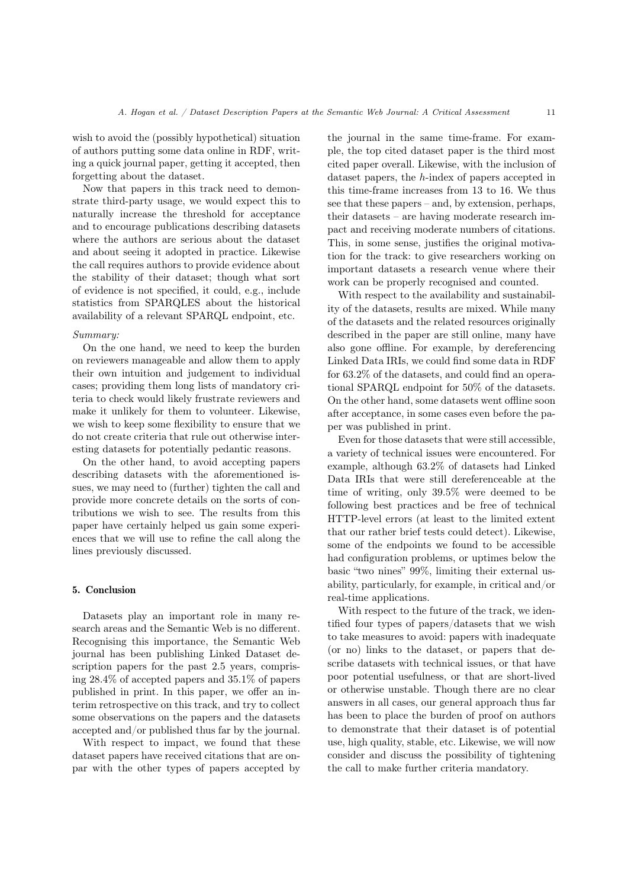wish to avoid the (possibly hypothetical) situation of authors putting some data online in RDF, writing a quick journal paper, getting it accepted, then forgetting about the dataset.

Now that papers in this track need to demonstrate third-party usage, we would expect this to naturally increase the threshold for acceptance and to encourage publications describing datasets where the authors are serious about the dataset and about seeing it adopted in practice. Likewise the call requires authors to provide evidence about the stability of their dataset; though what sort of evidence is not specified, it could, e.g., include statistics from SPARQLES about the historical availability of a relevant SPARQL endpoint, etc.

*Summary:*

On the one hand, we need to keep the burden on reviewers manageable and allow them to apply their own intuition and judgement to individual cases; providing them long lists of mandatory criteria to check would likely frustrate reviewers and make it unlikely for them to volunteer. Likewise, we wish to keep some flexibility to ensure that we do not create criteria that rule out otherwise interesting datasets for potentially pedantic reasons.

On the other hand, to avoid accepting papers describing datasets with the aforementioned issues, we may need to (further) tighten the call and provide more concrete details on the sorts of contributions we wish to see. The results from this paper have certainly helped us gain some experiences that we will use to refine the call along the lines previously discussed.

## 5. Conclusion

Datasets play an important role in many research areas and the Semantic Web is no different. Recognising this importance, the Semantic Web journal has been publishing Linked Dataset description papers for the past 2.5 years, comprising 28.4% of accepted papers and 35.1% of papers published in print. In this paper, we offer an interim retrospective on this track, and try to collect some observations on the papers and the datasets accepted and/or published thus far by the journal.

With respect to impact, we found that these dataset papers have received citations that are on-par with the other types of papers accepted by the journal in the same time-frame. For example, the top cited dataset paper is the third most cited paper overall. Likewise, with the inclusion of dataset papers, the $h$-index of papers accepted in this time-frame increases from 13 to 16. We thus see that these papers – and, by extension, perhaps, their datasets – are having moderate research impact and receiving moderate numbers of citations. This, in some sense, justifies the original motivation for the track: to give researchers working on important datasets a research venue where their work can be properly recognised and counted.

With respect to the availability and sustainability of the datasets, results are mixed. While many of the datasets and the related resources originally described in the paper are still online, many have also gone offline. For example, by dereferencing Linked Data IRIs, we could find some data in RDF for 63.2% of the datasets, and could find an operational SPARQL endpoint for 50% of the datasets. On the other hand, some datasets went offline soon after acceptance, in some cases even before the paper was published in print.

Even for those datasets that were still accessible, a variety of technical issues were encountered. For example, although 63.2% of datasets had Linked Data IRIs that were still dereferenceable at the time of writing, only 39.5% were deemed to be following best practices and be free of technical HTTP-level errors (at least to the limited extent that our rather brief tests could detect). Likewise, some of the endpoints we found to be accessible had configuration problems, or uptimes below the basic "two nines" 99%, limiting their external usability, particularly, for example, in critical and/or real-time applications.

With respect to the future of the track, we identified four types of papers/datasets that we wish to take measures to avoid: papers with inadequate (or no) links to the dataset, or papers that describe datasets with technical issues, or that have poor potential usefulness, or that are short-lived or otherwise unstable. Though there are no clear answers in all cases, our general approach thus far has been to place the burden of proof on authors to demonstrate that their dataset is of potential use, high quality, stable, etc. Likewise, we will now consider and discuss the possibility of tightening the call to make further criteria mandatory.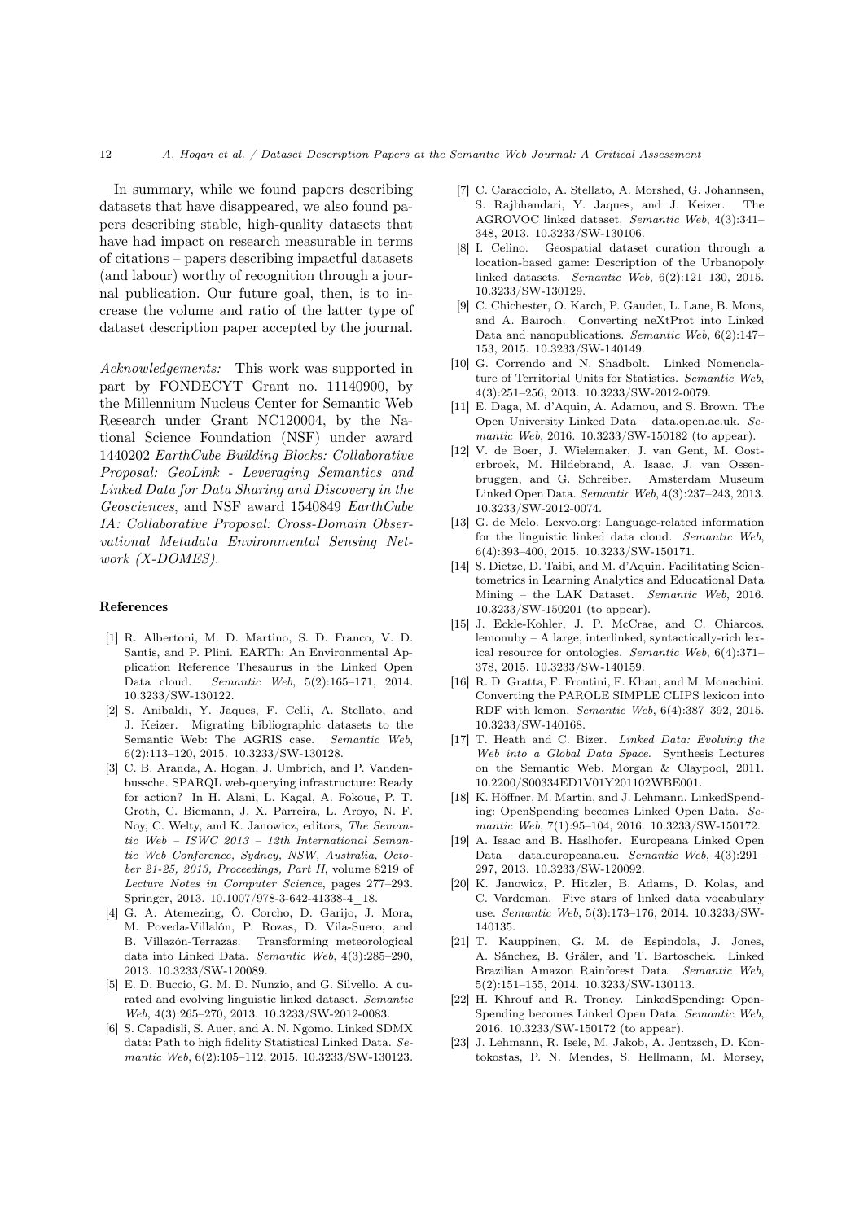In summary, while we found papers describing datasets that have disappeared, we also found papers describing stable, high-quality datasets that have had impact on research measurable in terms of citations – papers describing impactful datasets (and labour) worthy of recognition through a journal publication. Our future goal, then, is to increase the volume and ratio of the latter type of dataset description paper accepted by the journal.

*Acknowledgements:* This work was supported in part by FONDECYT Grant no. 11140900, by the Millennium Nucleus Center for Semantic Web Research under Grant NC120004, by the National Science Foundation (NSF) under award 1440202 *EarthCube Building Blocks: Collaborative Proposal: GeoLink - Leveraging Semantics and Linked Data for Data Sharing and Discovery in the Geosciences*, and NSF award 1540849 *EarthCube IA: Collaborative Proposal: Cross-Domain Observational Metadata Environmental Sensing Network (X-DOMES)*.

## References

[1] R. Albertoni, M. D. Martino, S. D. Franco, V. D. Santis, and P. Plini. EARTh: An Environmental Application Reference Thesaurus in the Linked Open Data cloud. *Semantic Web*, 5(2):165–171, 2014. 10.3233/SW-130122.

[2] S. Anibaldi, Y. Jaques, F. Celli, A. Stellato, and J. Keizer. Migrating bibliographic datasets to the Semantic Web: The AGRIS case. *Semantic Web*, 6(2):113–120, 2015. 10.3233/SW-130128.

[3] C. B. Aranda, A. Hogan, J. Umbrich, and P. Vandenbussche. SPARQL web-querying infrastructure: Ready for action? In H. Alani, L. Kagal, A. Fokoue, P. T. Groth, C. Biemann, J. X. Parreira, L. Aroyo, N. F. Noy, C. Welty, and K. Janowicz, editors, *The Semantic Web – ISWC 2013 – 12th International Semantic Web Conference, Sydney, NSW, Australia, October 21-25, 2013, Proceedings, Part II*, volume 8219 of *Lecture Notes in Computer Science*, pages 277–293. Springer, 2013. 10.1007/978-3-642-41338-4_18.

[4] G. A. Atemezing, Ó. Corcho, D. Garijo, J. Mora, M. Poveda-Villalón, P. Rozas, D. Vila-Suero, and B. Villazón-Terrazas. Transforming meteorological data into Linked Data. *Semantic Web*, 4(3):285–290, 2013. 10.3233/SW-120089.

[5] E. D. Buccio, G. M. D. Nunzio, and G. Silvello. A curated and evolving linguistic linked dataset. *Semantic Web*, 4(3):265–270, 2013. 10.3233/SW-2012-0083.

[6] S. Capadisli, S. Auer, and A. N. Ngomo. Linked SDMX data: Path to high fidelity Statistical Linked Data. *Semantic Web*, 6(2):105–112, 2015. 10.3233/SW-130123.

[7] C. Caracciolo, A. Stellato, A. Morshed, G. Johannsen, S. Rajbhandari, Y. Jaques, and J. Keizer. The AGROVOC linked dataset. *Semantic Web*, 4(3):341–348, 2013. 10.3233/SW-130106.

[8] I. Celino. Geospatial dataset curation through a location-based game: Description of the Urbanopoly linked datasets. *Semantic Web*, 6(2):121–130, 2015. 10.3233/SW-130129.

[9] C. Chichester, O. Karch, P. Gaudet, L. Lane, B. Mons, and A. Bairoch. Converting neXtProt into Linked Data and nanopublications. *Semantic Web*, 6(2):147–153, 2015. 10.3233/SW-140149.

[10] G. Correndo and N. Shadbolt. Linked Nomenclature of Territorial Units for Statistics. *Semantic Web*, 4(3):251–256, 2013. 10.3233/SW-2012-0079.

[11] E. Daga, M. d'Aquin, A. Adamou, and S. Brown. The Open University Linked Data – data.open.ac.uk. *Semantic Web*, 2016. 10.3233/SW-150182 (to appear).

[12] V. de Boer, J. Wielemaker, J. van Gent, M. Oosterbroek, M. Hildebrand, A. Isaac, J. van Ossenbruggen, and G. Schreiber. Amsterdam Museum Linked Open Data. *Semantic Web*, 4(3):237–243, 2013. 10.3233/SW-2012-0074.

[13] G. de Melo. Lexvo.org: Language-related information for the linguistic linked data cloud. *Semantic Web*, 6(4):393–400, 2015. 10.3233/SW-150171.

[14] S. Dietze, D. Taibi, and M. d'Aquin. Facilitating Scientometrics in Learning Analytics and Educational Data Mining – the LAK Dataset. *Semantic Web*, 2016. 10.3233/SW-150201 (to appear).

[15] J. Eckle-Kohler, J. P. McCrae, and C. Chiarcos. lemonuby – A large, interlinked, syntactically-rich lexical resource for ontologies. *Semantic Web*, 6(4):371–378, 2015. 10.3233/SW-140159.

[16] R. D. Gratta, F. Frontini, F. Khan, and M. Monachini. Converting the PAROLE SIMPLE CLIPS lexicon into RDF with lemon. *Semantic Web*, 6(4):387–392, 2015. 10.3233/SW-140168.

[17] T. Heath and C. Bizer. *Linked Data: Evolving the Web into a Global Data Space*. Synthesis Lectures on the Semantic Web. Morgan & Claypool, 2011. 10.2200/S00334ED1V01Y201102WBE001.

[18] K. Höffner, M. Martin, and J. Lehmann. LinkedSpending: OpenSpending becomes Linked Open Data. *Semantic Web*, 7(1):95–104, 2016. 10.3233/SW-150172.

[19] A. Isaac and B. Haslhofer. Europeana Linked Open Data – data.europeana.eu. *Semantic Web*, 4(3):291–297, 2013. 10.3233/SW-120092.

[20] K. Janowicz, P. Hitzler, B. Adams, D. Kolas, and C. Vardeman. Five stars of linked data vocabulary use. *Semantic Web*, 5(3):173–176, 2014. 10.3233/SW-140135.

[21] T. Kauppinen, G. M. de Espindola, J. Jones, A. Sánchez, B. Gräler, and T. Bartoschek. Linked Brazilian Amazon Rainforest Data. *Semantic Web*, 5(2):151–155, 2014. 10.3233/SW-130113.

[22] H. Khrouf and R. Troncy. LinkedSpending: OpenSpending becomes Linked Open Data. *Semantic Web*, 2016. 10.3233/SW-150172 (to appear).

[23] J. Lehmann, R. Isele, M. Jakob, A. Jentzsch, D. Kontokostas, P. N. Mendes, S. Hellmann, M. Morsey,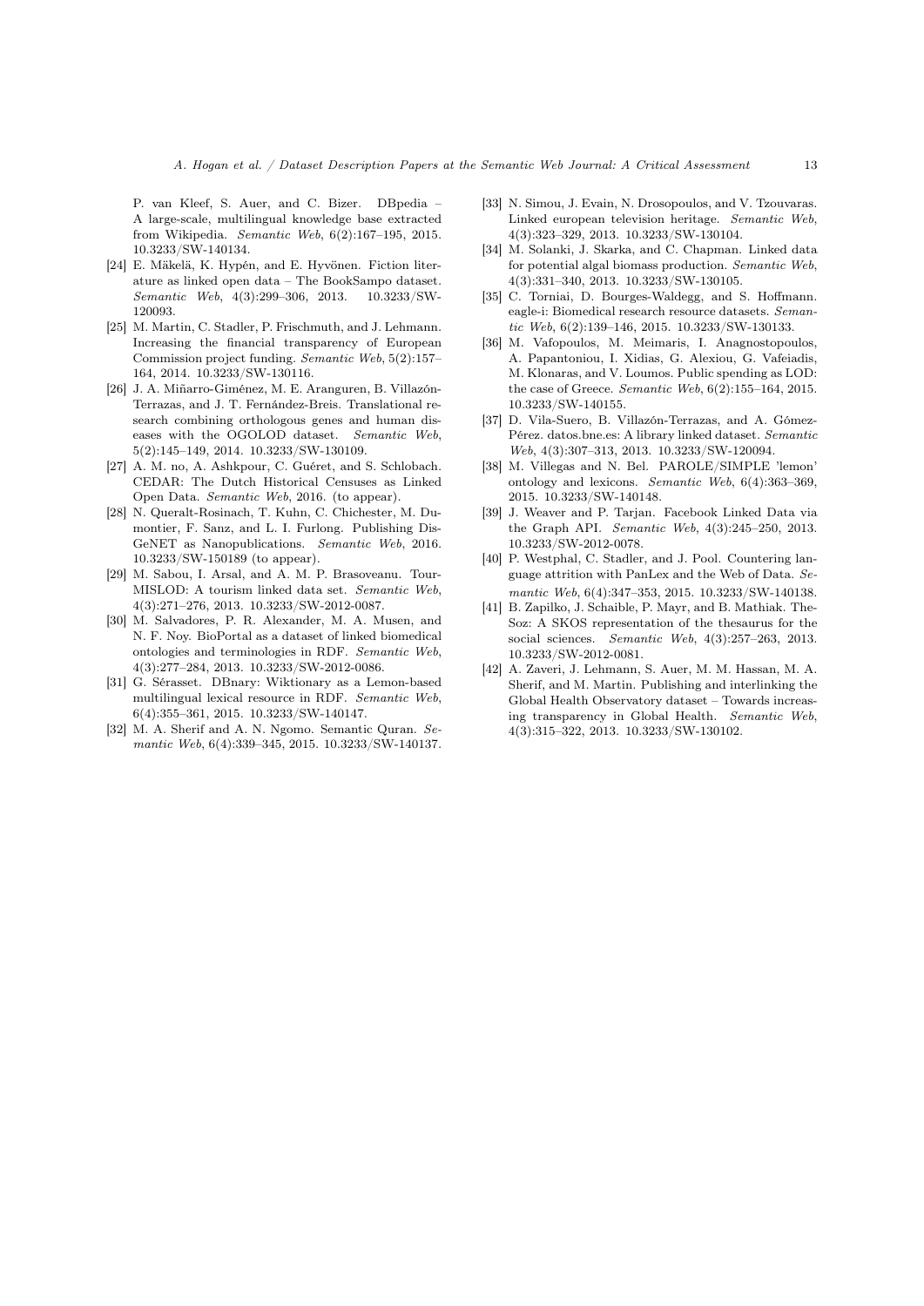P. van Kleef, S. Auer, and C. Bizer. DBpedia – A large-scale, multilingual knowledge base extracted from Wikipedia. *Semantic Web*, 6(2):167–195, 2015. 10.3233/SW-140134.

[24] E. Mäkelä, K. Hypén, and E. Hyvönen. Fiction literature as linked open data – The BookSampo dataset. *Semantic Web*, 4(3):299–306, 2013. 10.3233/SW-120093.

[25] M. Martin, C. Stadler, P. Frischmuth, and J. Lehmann. Increasing the financial transparency of European Commission project funding. *Semantic Web*, 5(2):157–164, 2014. 10.3233/SW-130116.

[26] J. A. Miñarro-Giménez, M. E. Aranguren, B. Villazón-Terrazas, and J. T. Fernández-Breis. Translational research combining orthologous genes and human diseases with the OGOLOD dataset. *Semantic Web*, 5(2):145–149, 2014. 10.3233/SW-130109.

[27] A. M. no, A. Ashkpour, C. Guéret, and S. Schlobach. CEDAR: The Dutch Historical Censuses as Linked Open Data. *Semantic Web*, 2016. (to appear).

[28] N. Queralt-Rosinach, T. Kuhn, C. Chichester, M. Dumontier, F. Sanz, and L. I. Furlong. Publishing DisGeNET as Nanopublications. *Semantic Web*, 2016. 10.3233/SW-150189 (to appear).

[29] M. Sabou, I. Arsal, and A. M. P. Brasoveanu. TourMISLOD: A tourism linked data set. *Semantic Web*, 4(3):271–276, 2013. 10.3233/SW-2012-0087.

[30] M. Salvadores, P. R. Alexander, M. A. Musen, and N. F. Noy. BioPortal as a dataset of linked biomedical ontologies and terminologies in RDF. *Semantic Web*, 4(3):277–284, 2013. 10.3233/SW-2012-0086.

[31] G. Sérasset. DBnary: Wiktionary as a Lemon-based multilingual lexical resource in RDF. *Semantic Web*, 6(4):355–361, 2015. 10.3233/SW-140147.

[32] M. A. Sherif and A. N. Ngomo. Semantic Quran. *Semantic Web*, 6(4):339–345, 2015. 10.3233/SW-140137.

[33] N. Simou, J. Evain, N. Drosopoulos, and V. Tzouvaras. Linked european television heritage. *Semantic Web*, 4(3):323–329, 2013. 10.3233/SW-130104.

[34] M. Solanki, J. Skarka, and C. Chapman. Linked data for potential algal biomass production. *Semantic Web*, 4(3):331–340, 2013. 10.3233/SW-130105.

[35] C. Torniai, D. Bourges-Waldegg, and S. Hoffmann. eagle-i: Biomedical research resource datasets. *Semantic Web*, 6(2):139–146, 2015. 10.3233/SW-130133.

[36] M. Vafopoulos, M. Meimaris, I. Anagnostopoulos, A. Papantoniou, I. Xidias, G. Alexiou, G. Vafeiadis, M. Klonaras, and V. Loumos. Public spending as LOD: the case of Greece. *Semantic Web*, 6(2):155–164, 2015. 10.3233/SW-140155.

[37] D. Vila-Suero, B. Villazón-Terrazas, and A. Gómez-Pérez. datos.bne.es: A library linked dataset. *Semantic Web*, 4(3):307–313, 2013. 10.3233/SW-120094.

[38] M. Villegas and N. Bel. PAROLE/SIMPLE 'lemon' ontology and lexicons. *Semantic Web*, 6(4):363–369, 2015. 10.3233/SW-140148.

[39] J. Weaver and P. Tarjan. Facebook Linked Data via the Graph API. *Semantic Web*, 4(3):245–250, 2013. 10.3233/SW-2012-0078.

[40] P. Westphal, C. Stadler, and J. Pool. Countering language attrition with PanLex and the Web of Data. *Semantic Web*, 6(4):347–353, 2015. 10.3233/SW-140138.

[41] B. Zapilko, J. Schaible, P. Mayr, and B. Mathiak. TheSoz: A SKOS representation of the thesaurus for the social sciences. *Semantic Web*, 4(3):257–263, 2013. 10.3233/SW-2012-0081.

[42] A. Zaveri, J. Lehmann, S. Auer, M. M. Hassan, M. A. Sherif, and M. Martin. Publishing and interlinking the Global Health Observatory dataset – Towards increasing transparency in Global Health. *Semantic Web*, 4(3):315–322, 2013. 10.3233/SW-130102.